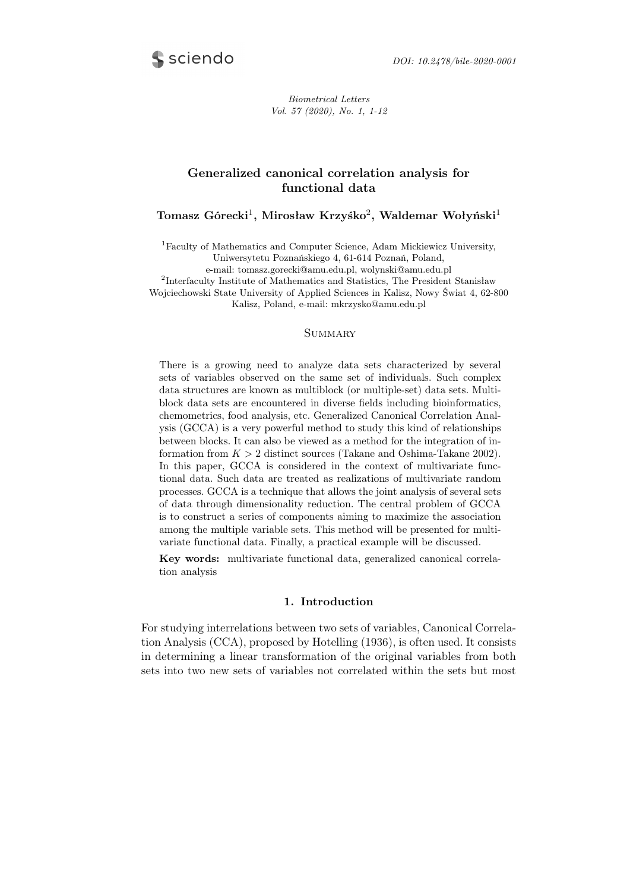DOI: 10.2478/bile-2020-0001

*Biometrical Letters*
*Vol. 57 (2020), No. 1, 1-12*

# Generalized canonical correlation analysis for functional data

**Tomasz Górecki[1], Mirosław Krzyśko[2], Waldemar Wołyński[1]**

[1]Faculty of Mathematics and Computer Science, Adam Mickiewicz University, Uniwersytetu Poznańskiego 4, 61-614 Poznań, Poland, e-mail: tomasz.gorecki@amu.edu.pl, wolynski@amu.edu.pl
[2]Interfaculty Institute of Mathematics and Statistics, The President Stanisław Wojciechowski State University of Applied Sciences in Kalisz, Nowy Świat 4, 62-800 Kalisz, Poland, e-mail: mkrzysko@amu.edu.pl

## Summary

There is a growing need to analyze data sets characterized by several sets of variables observed on the same set of individuals. Such complex data structures are known as multiblock (or multiple-set) data sets. Multiblock data sets are encountered in diverse fields including bioinformatics, chemometrics, food analysis, etc. Generalized Canonical Correlation Analysis (GCCA) is a very powerful method to study this kind of relationships between blocks. It can also be viewed as a method for the integration of information from $K > 2$ distinct sources (Takane and Oshima-Takane 2002). In this paper, GCCA is considered in the context of multivariate functional data. Such data are treated as realizations of multivariate random processes. GCCA is a technique that allows the joint analysis of several sets of data through dimensionality reduction. The central problem of GCCA is to construct a series of components aiming to maximize the association among the multiple variable sets. This method will be presented for multivariate functional data. Finally, a practical example will be discussed.

**Key words:** multivariate functional data, generalized canonical correlation analysis

## 1. Introduction

For studying interrelations between two sets of variables, Canonical Correlation Analysis (CCA), proposed by Hotelling (1936), is often used. It consists in determining a linear transformation of the original variables from both sets into two new sets of variables not correlated within the sets but most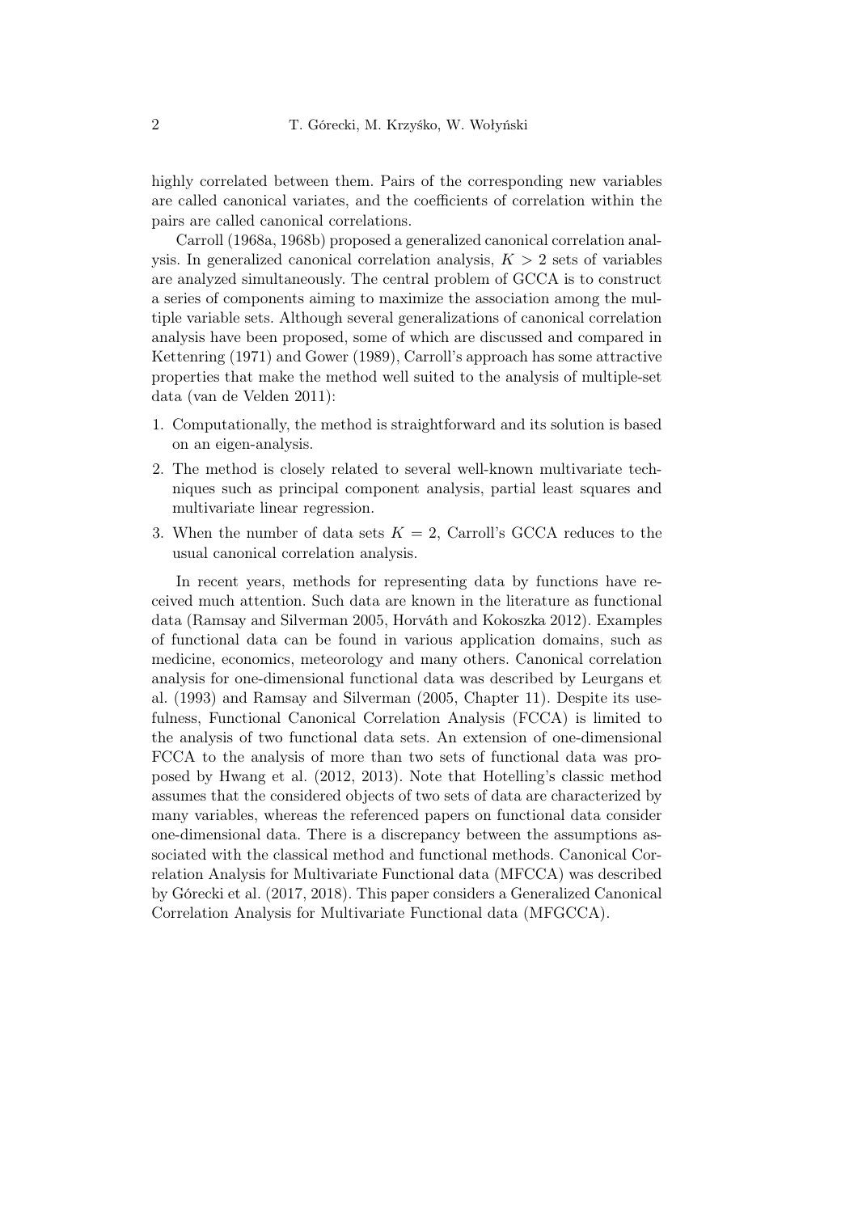highly correlated between them. Pairs of the corresponding new variables are called canonical variates, and the coefficients of correlation within the pairs are called canonical correlations.

Carroll (1968a, 1968b) proposed a generalized canonical correlation analysis. In generalized canonical correlation analysis, $K > 2$ sets of variables are analyzed simultaneously. The central problem of GCCA is to construct a series of components aiming to maximize the association among the multiple variable sets. Although several generalizations of canonical correlation analysis have been proposed, some of which are discussed and compared in Kettenring (1971) and Gower (1989), Carroll's approach has some attractive properties that make the method well suited to the analysis of multiple-set data (van de Velden 2011):

1. Computationally, the method is straightforward and its solution is based on an eigen-analysis.
2. The method is closely related to several well-known multivariate techniques such as principal component analysis, partial least squares and multivariate linear regression.
3. When the number of data sets $K = 2$, Carroll's GCCA reduces to the usual canonical correlation analysis.

In recent years, methods for representing data by functions have received much attention. Such data are known in the literature as functional data (Ramsay and Silverman 2005, Horváth and Kokoszka 2012). Examples of functional data can be found in various application domains, such as medicine, economics, meteorology and many others. Canonical correlation analysis for one-dimensional functional data was described by Leurgans et al. (1993) and Ramsay and Silverman (2005, Chapter 11). Despite its usefulness, Functional Canonical Correlation Analysis (FCCA) is limited to the analysis of two functional data sets. An extension of one-dimensional FCCA to the analysis of more than two sets of functional data was proposed by Hwang et al. (2012, 2013). Note that Hotelling's classic method assumes that the considered objects of two sets of data are characterized by many variables, whereas the referenced papers on functional data consider one-dimensional data. There is a discrepancy between the assumptions associated with the classical method and functional methods. Canonical Correlation Analysis for Multivariate Functional data (MFCCA) was described by Górecki et al. (2017, 2018). This paper considers a Generalized Canonical Correlation Analysis for Multivariate Functional data (MFGCCA).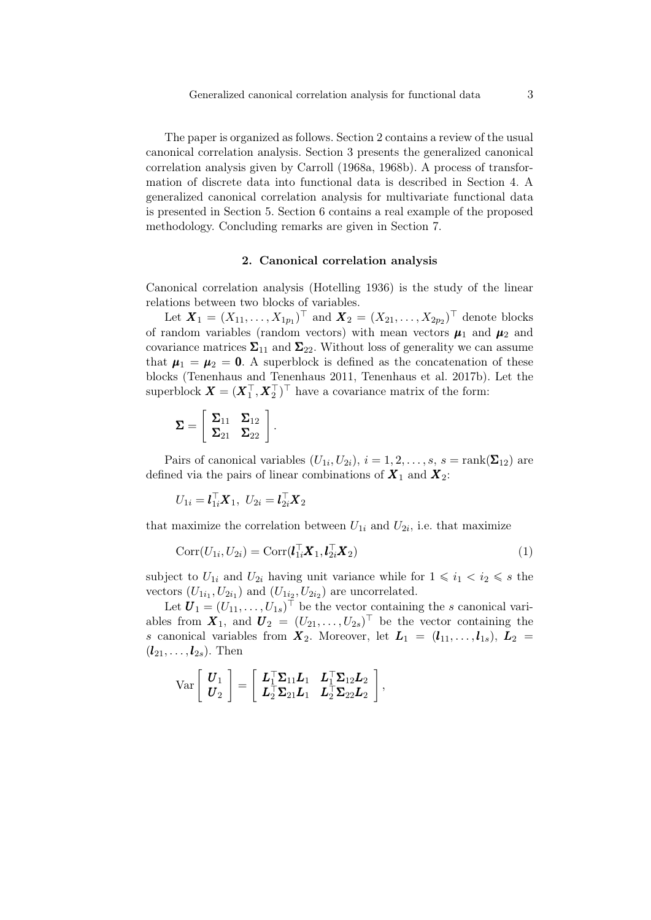The paper is organized as follows. Section 2 contains a review of the usual canonical correlation analysis. Section 3 presents the generalized canonical correlation analysis given by Carroll (1968a, 1968b). A process of transformation of discrete data into functional data is described in Section 4. A generalized canonical correlation analysis for multivariate functional data is presented in Section 5. Section 6 contains a real example of the proposed methodology. Concluding remarks are given in Section 7.

## 2. Canonical correlation analysis

Canonical correlation analysis (Hotelling 1936) is the study of the linear relations between two blocks of variables.

Let $\boldsymbol{X}_1 = (X_{11}, \ldots, X_{1p_1})^\top$ and $\boldsymbol{X}_2 = (X_{21}, \ldots, X_{2p_2})^\top$ denote blocks of random variables (random vectors) with mean vectors $\boldsymbol{\mu}_1$ and $\boldsymbol{\mu}_2$ and covariance matrices $\boldsymbol{\Sigma}_{11}$ and $\boldsymbol{\Sigma}_{22}$. Without loss of generality we can assume that $\boldsymbol{\mu}_1 = \boldsymbol{\mu}_2 = \boldsymbol{0}$. A superblock is defined as the concatenation of these blocks (Tenenhaus and Tenenhaus 2011, Tenenhaus et al. 2017b). Let the superblock $\boldsymbol{X} = (\boldsymbol{X}_1^\top, \boldsymbol{X}_2^\top)^\top$ have a covariance matrix of the form:

$$\boldsymbol{\Sigma} = \left[ \begin{array}{cc} \boldsymbol{\Sigma}_{11} & \boldsymbol{\Sigma}_{12} \\ \boldsymbol{\Sigma}_{21} & \boldsymbol{\Sigma}_{22} \end{array} \right].$$

Pairs of canonical variables $(U_{1i}, U_{2i})$, $i = 1, 2, \ldots, s$, $s = \operatorname{rank}(\boldsymbol{\Sigma}_{12})$ are defined via the pairs of linear combinations of $\boldsymbol{X}_1$ and $\boldsymbol{X}_2$:

$$U_{1i} = \boldsymbol{l}_{1i}^\top \boldsymbol{X}_1, \; U_{2i} = \boldsymbol{l}_{2i}^\top \boldsymbol{X}_2$$

that maximize the correlation between $U_{1i}$ and $U_{2i}$, i.e. that maximize

$$\operatorname{Corr}(U_{1i}, U_{2i}) = \operatorname{Corr}(\boldsymbol{l}_{1i}^\top \boldsymbol{X}_1, \boldsymbol{l}_{2i}^\top \boldsymbol{X}_2) \tag{1}$$

subject to $U_{1i}$ and $U_{2i}$ having unit variance while for $1 \leqslant i_1 < i_2 \leqslant s$ the vectors $(U_{1i_1}, U_{2i_1})$ and $(U_{1i_2}, U_{2i_2})$ are uncorrelated.

Let $\boldsymbol{U}_1 = (U_{11}, \ldots, U_{1s})^\top$ be the vector containing the $s$ canonical variables from $\boldsymbol{X}_1$, and $\boldsymbol{U}_2 = (U_{21}, \ldots, U_{2s})^\top$ be the vector containing the $s$ canonical variables from $\boldsymbol{X}_2$. Moreover, let $\boldsymbol{L}_1 = (\boldsymbol{l}_{11}, \ldots, \boldsymbol{l}_{1s})$, $\boldsymbol{L}_2 = (\boldsymbol{l}_{21}, \ldots, \boldsymbol{l}_{2s})$. Then

$$\operatorname{Var} \left[ \begin{array}{c} \boldsymbol{U}_1 \\ \boldsymbol{U}_2 \end{array} \right] = \left[ \begin{array}{cc} \boldsymbol{L}_1^\top \boldsymbol{\Sigma}_{11} \boldsymbol{L}_1 & \boldsymbol{L}_1^\top \boldsymbol{\Sigma}_{12} \boldsymbol{L}_2 \\ \boldsymbol{L}_2^\top \boldsymbol{\Sigma}_{21} \boldsymbol{L}_1 & \boldsymbol{L}_2^\top \boldsymbol{\Sigma}_{22} \boldsymbol{L}_2 \end{array} \right],$$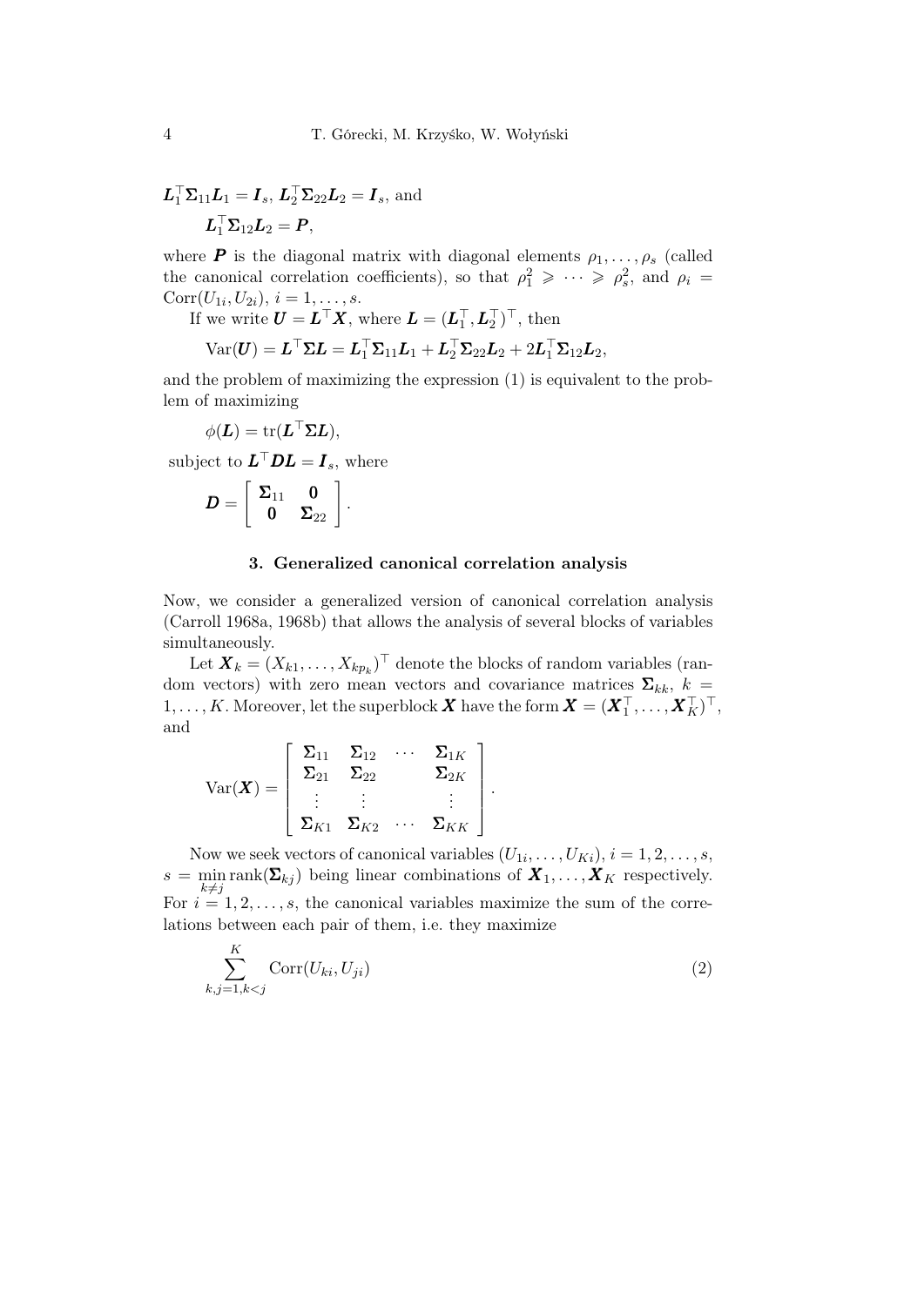$\boldsymbol{L}_1^\top \boldsymbol{\Sigma}_{11} \boldsymbol{L}_1 = \boldsymbol{I}_s$, $\boldsymbol{L}_2^\top \boldsymbol{\Sigma}_{22} \boldsymbol{L}_2 = \boldsymbol{I}_s$, and

$$\boldsymbol{L}_1^\top \boldsymbol{\Sigma}_{12} \boldsymbol{L}_2 = \boldsymbol{P},$$

where $\boldsymbol{P}$ is the diagonal matrix with diagonal elements $\rho_1, \ldots, \rho_s$ (called the canonical correlation coefficients), so that $\rho_1^2 \geqslant \cdots \geqslant \rho_s^2$, and $\rho_i = \mathrm{Corr}(U_{1i}, U_{2i})$, $i = 1, \ldots, s$.

If we write $\boldsymbol{U} = \boldsymbol{L}^\top \boldsymbol{X}$, where $\boldsymbol{L} = (\boldsymbol{L}_1^\top, \boldsymbol{L}_2^\top)^\top$, then

$$\mathrm{Var}(\boldsymbol{U}) = \boldsymbol{L}^\top \boldsymbol{\Sigma} \boldsymbol{L} = \boldsymbol{L}_1^\top \boldsymbol{\Sigma}_{11} \boldsymbol{L}_1 + \boldsymbol{L}_2^\top \boldsymbol{\Sigma}_{22} \boldsymbol{L}_2 + 2\boldsymbol{L}_1^\top \boldsymbol{\Sigma}_{12} \boldsymbol{L}_2,$$

and the problem of maximizing the expression (1) is equivalent to the problem of maximizing

$$\phi(\boldsymbol{L}) = \mathrm{tr}(\boldsymbol{L}^\top \boldsymbol{\Sigma} \boldsymbol{L}),$$

subject to $\boldsymbol{L}^\top \boldsymbol{D} \boldsymbol{L} = \boldsymbol{I}_s$, where

$$\boldsymbol{D} = \begin{bmatrix} \boldsymbol{\Sigma}_{11} & \boldsymbol{0} \\ \boldsymbol{0} & \boldsymbol{\Sigma}_{22} \end{bmatrix}.$$

## 3. Generalized canonical correlation analysis

Now, we consider a generalized version of canonical correlation analysis (Carroll 1968a, 1968b) that allows the analysis of several blocks of variables simultaneously.

Let $\boldsymbol{X}_k = (X_{k1}, \ldots, X_{kp_k})^\top$ denote the blocks of random variables (random vectors) with zero mean vectors and covariance matrices $\boldsymbol{\Sigma}_{kk}$, $k = 1, \ldots, K$. Moreover, let the superblock $\boldsymbol{X}$ have the form $\boldsymbol{X} = (\boldsymbol{X}_1^\top, \ldots, \boldsymbol{X}_K^\top)^\top$, and

$$\mathrm{Var}(\boldsymbol{X}) = \begin{bmatrix} \boldsymbol{\Sigma}_{11} & \boldsymbol{\Sigma}_{12} & \cdots & \boldsymbol{\Sigma}_{1K} \\ \boldsymbol{\Sigma}_{21} & \boldsymbol{\Sigma}_{22} & & \boldsymbol{\Sigma}_{2K} \\ \vdots & \vdots & & \vdots \\ \boldsymbol{\Sigma}_{K1} & \boldsymbol{\Sigma}_{K2} & \cdots & \boldsymbol{\Sigma}_{KK} \end{bmatrix}.$$

Now we seek vectors of canonical variables $(U_{1i}, \ldots, U_{Ki})$, $i = 1, 2, \ldots, s$, $s = \min_{k \neq j} \mathrm{rank}(\boldsymbol{\Sigma}_{kj})$ being linear combinations of $\boldsymbol{X}_1, \ldots, \boldsymbol{X}_K$ respectively. For $i = 1, 2, \ldots, s$, the canonical variables maximize the sum of the correlations between each pair of them, i.e. they maximize

$$\sum_{k,j=1, k<j}^{K} \mathrm{Corr}(U_{ki}, U_{ji}) \tag{2}$$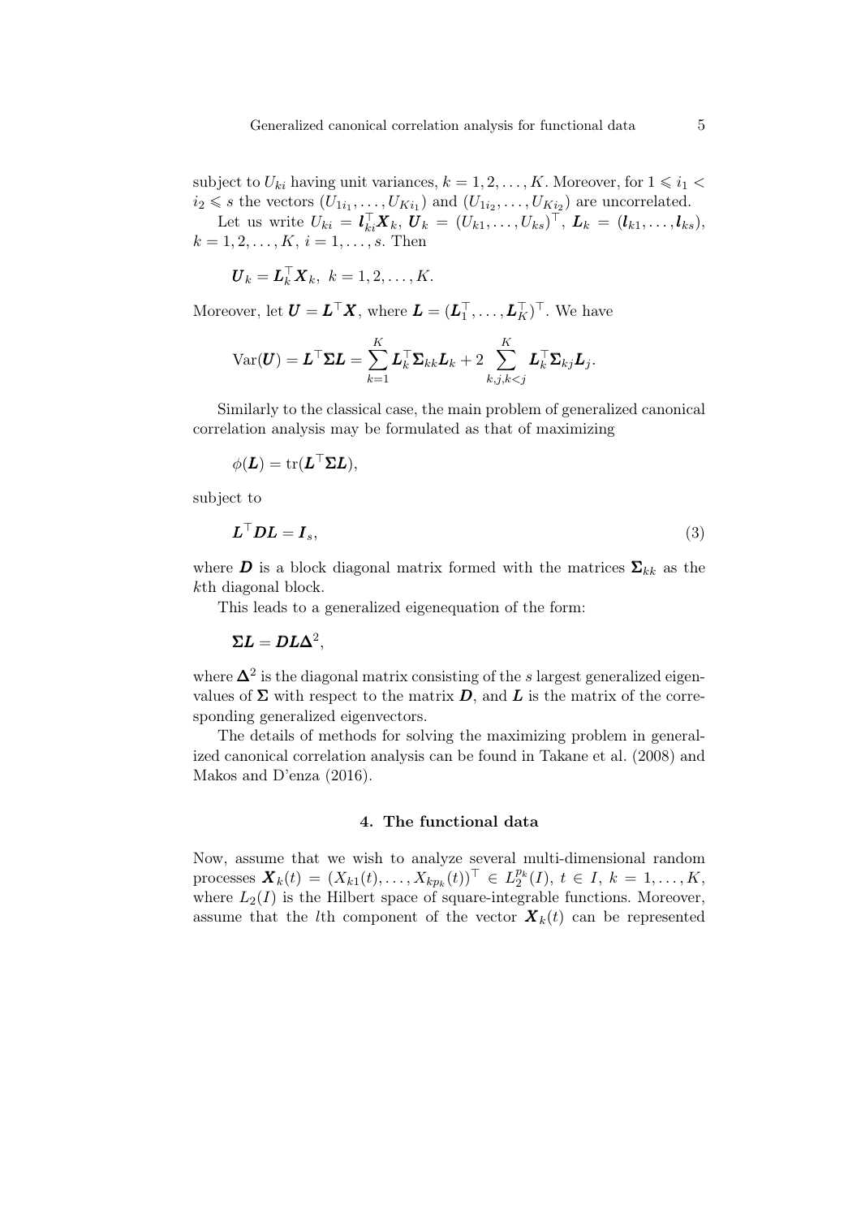subject to $U_{ki}$ having unit variances, $k = 1, 2, \dots, K$. Moreover, for $1 \leqslant i_1 < i_2 \leqslant s$ the vectors $(U_{1i_1}, \dots, U_{Ki_1})$ and $(U_{1i_2}, \dots, U_{Ki_2})$ are uncorrelated.

Let us write $U_{ki} = \boldsymbol{l}_{ki}^\top \boldsymbol{X}_k$, $\boldsymbol{U}_k = (U_{k1}, \dots, U_{ks})^\top$, $\boldsymbol{L}_k = (\boldsymbol{l}_{k1}, \dots, \boldsymbol{l}_{ks})$, $k = 1, 2, \dots, K$, $i = 1, \dots, s$. Then

$$\boldsymbol{U}_k = \boldsymbol{L}_k^\top \boldsymbol{X}_k, \ \ k = 1, 2, \dots, K.$$

Moreover, let $\boldsymbol{U} = \boldsymbol{L}^\top \boldsymbol{X}$, where $\boldsymbol{L} = (\boldsymbol{L}_1^\top, \dots, \boldsymbol{L}_K^\top)^\top$. We have

$$\mathrm{Var}(\boldsymbol{U}) = \boldsymbol{L}^\top \boldsymbol{\Sigma} \boldsymbol{L} = \sum_{k=1}^{K} \boldsymbol{L}_k^\top \boldsymbol{\Sigma}_{kk} \boldsymbol{L}_k + 2 \sum_{k,j,k<j}^{K} \boldsymbol{L}_k^\top \boldsymbol{\Sigma}_{kj} \boldsymbol{L}_j.$$

Similarly to the classical case, the main problem of generalized canonical correlation analysis may be formulated as that of maximizing

$$\phi(\boldsymbol{L}) = \mathrm{tr}(\boldsymbol{L}^\top \boldsymbol{\Sigma} \boldsymbol{L}),$$

subject to

$$\boldsymbol{L}^\top \boldsymbol{D} \boldsymbol{L} = \boldsymbol{I}_s, \tag{3}$$

where $\boldsymbol{D}$ is a block diagonal matrix formed with the matrices $\boldsymbol{\Sigma}_{kk}$ as the $k$th diagonal block.

This leads to a generalized eigenequation of the form:

$$\boldsymbol{\Sigma} \boldsymbol{L} = \boldsymbol{D} \boldsymbol{L} \boldsymbol{\Delta}^2,$$

where $\boldsymbol{\Delta}^2$ is the diagonal matrix consisting of the $s$ largest generalized eigenvalues of $\boldsymbol{\Sigma}$ with respect to the matrix $\boldsymbol{D}$, and $\boldsymbol{L}$ is the matrix of the corresponding generalized eigenvectors.

The details of methods for solving the maximizing problem in generalized canonical correlation analysis can be found in Takane et al. (2008) and Makos and D'enza (2016).

## 4. The functional data

Now, assume that we wish to analyze several multi-dimensional random processes $\boldsymbol{X}_k(t) = (X_{k1}(t), \dots, X_{kp_k}(t))^\top \in L_2^{p_k}(I)$, $t \in I$, $k = 1, \dots, K$, where $L_2(I)$ is the Hilbert space of square-integrable functions. Moreover, assume that the $l$th component of the vector $\boldsymbol{X}_k(t)$ can be represented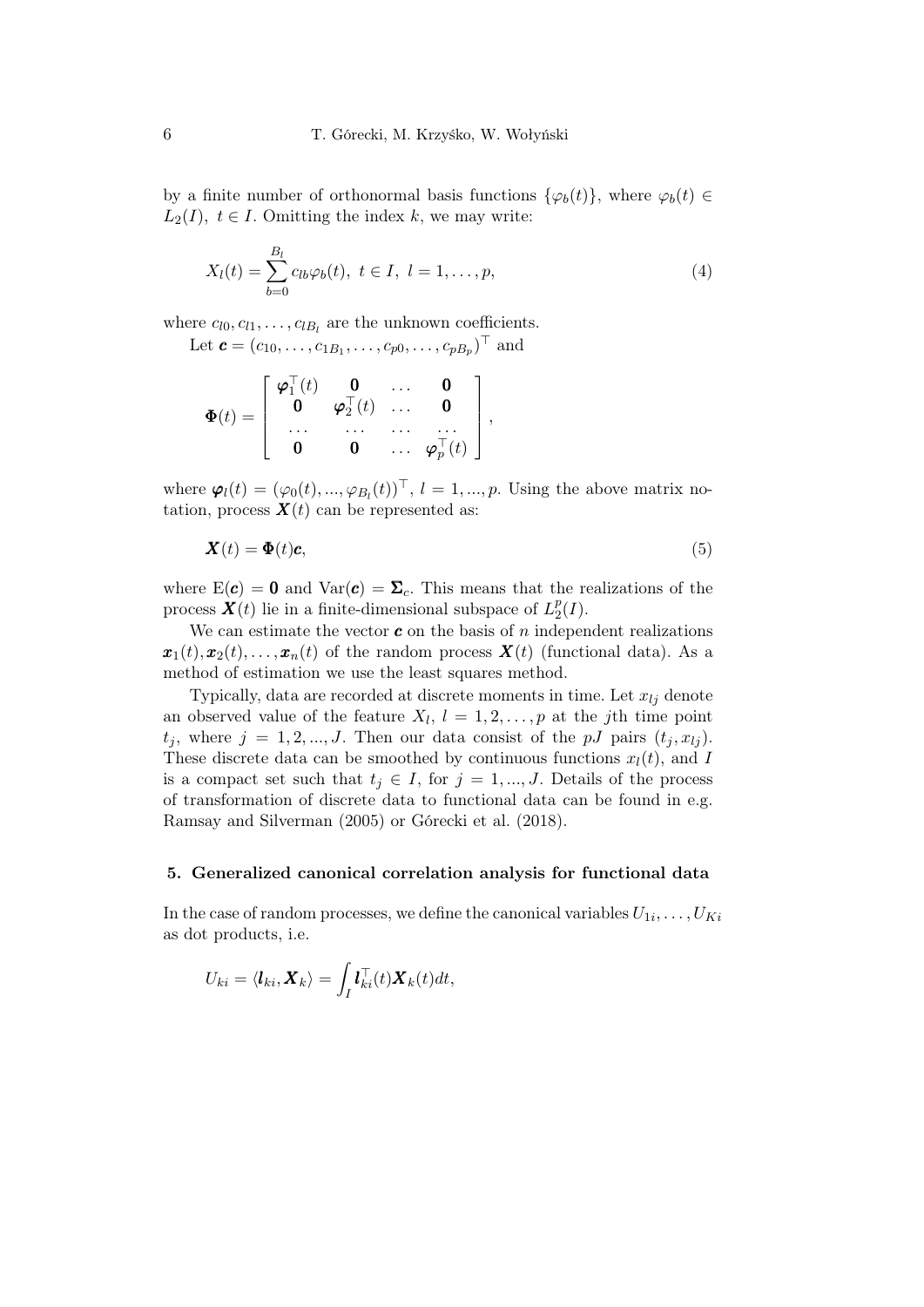by a finite number of orthonormal basis functions $\{\varphi_b(t)\}$, where $\varphi_b(t) \in L_2(I),\ t \in I$. Omitting the index $k$, we may write:

$$X_l(t) = \sum_{b=0}^{B_l} c_{lb}\varphi_b(t),\ t \in I,\ l = 1, \dots, p, \tag{4}$$

where $c_{l0}, c_{l1}, \dots, c_{lB_l}$ are the unknown coefficients.

Let $\boldsymbol{c} = (c_{10}, \dots, c_{1B_1}, \dots, c_{p0}, \dots, c_{pB_p})^\top$ and

$$\boldsymbol{\Phi}(t) = \begin{bmatrix} \boldsymbol{\varphi}_1^\top(t) & \mathbf{0} & \dots & \mathbf{0} \\ \mathbf{0} & \boldsymbol{\varphi}_2^\top(t) & \dots & \mathbf{0} \\ \dots & \dots & \dots & \dots \\ \mathbf{0} & \mathbf{0} & \dots & \boldsymbol{\varphi}_p^\top(t) \end{bmatrix},$$

where $\boldsymbol{\varphi}_l(t) = (\varphi_0(t), ..., \varphi_{B_l}(t))^\top,\ l = 1, ..., p$. Using the above matrix notation, process $\boldsymbol{X}(t)$ can be represented as:

$$\boldsymbol{X}(t) = \boldsymbol{\Phi}(t)\boldsymbol{c}, \tag{5}$$

where $\mathrm{E}(\boldsymbol{c}) = \mathbf{0}$ and $\mathrm{Var}(\boldsymbol{c}) = \boldsymbol{\Sigma}_c$. This means that the realizations of the process $\boldsymbol{X}(t)$ lie in a finite-dimensional subspace of $L_2^p(I)$.

We can estimate the vector $\boldsymbol{c}$ on the basis of $n$ independent realizations $\boldsymbol{x}_1(t), \boldsymbol{x}_2(t), \dots, \boldsymbol{x}_n(t)$ of the random process $\boldsymbol{X}(t)$ (functional data). As a method of estimation we use the least squares method.

Typically, data are recorded at discrete moments in time. Let $x_{lj}$ denote an observed value of the feature $X_l,\ l = 1, 2, \dots, p$ at the $j$th time point $t_j$, where $j = 1, 2, ..., J$. Then our data consist of the $pJ$ pairs $(t_j, x_{lj})$. These discrete data can be smoothed by continuous functions $x_l(t)$, and $I$ is a compact set such that $t_j \in I$, for $j = 1, ..., J$. Details of the process of transformation of discrete data to functional data can be found in e.g. Ramsay and Silverman (2005) or Górecki et al. (2018).

## 5. Generalized canonical correlation analysis for functional data

In the case of random processes, we define the canonical variables $U_{1i}, \dots, U_{Ki}$ as dot products, i.e.

$$U_{ki} = \langle \boldsymbol{l}_{ki}, \boldsymbol{X}_k \rangle = \int_I \boldsymbol{l}_{ki}^\top(t)\boldsymbol{X}_k(t)dt,$$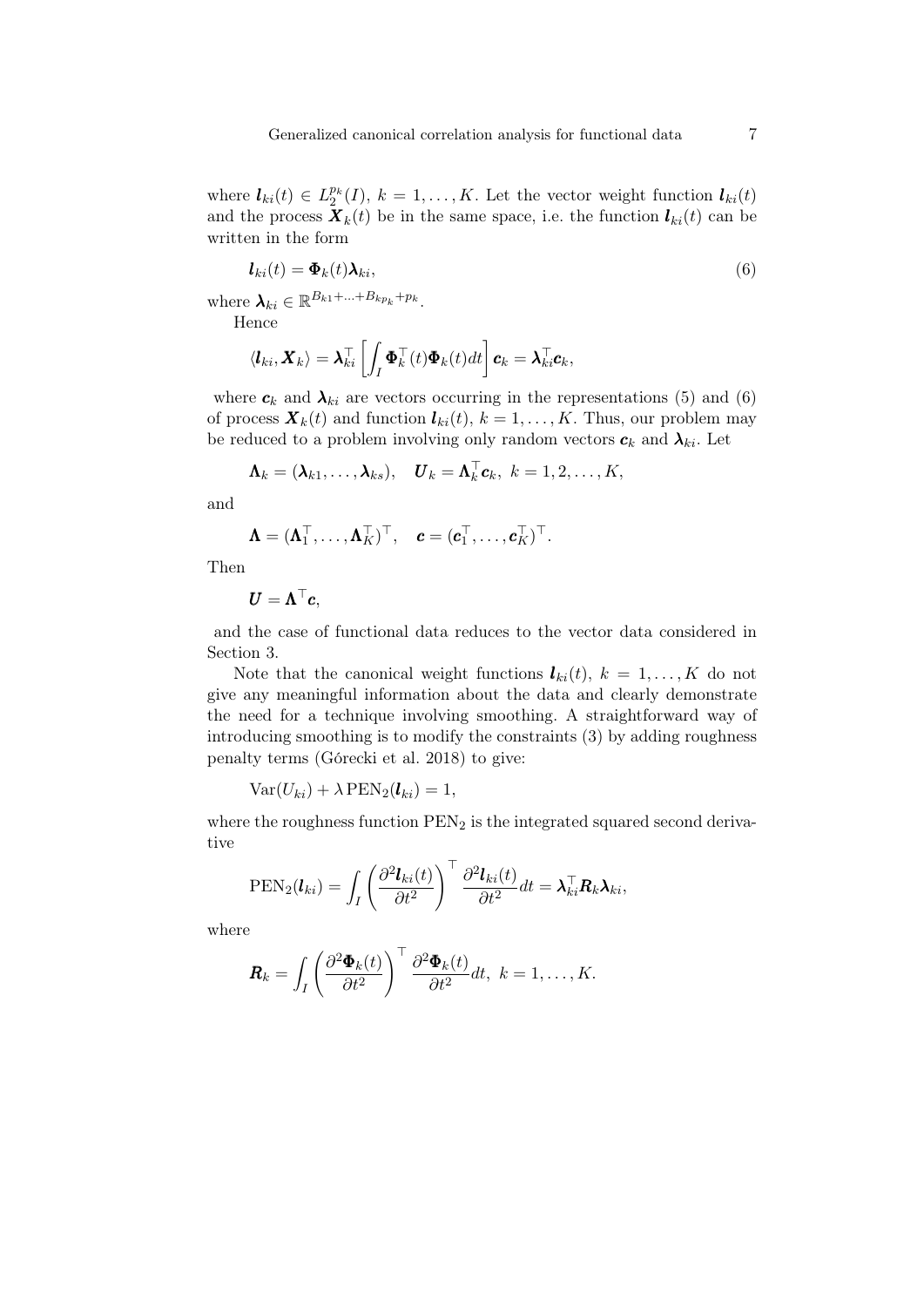where $\boldsymbol{l}_{ki}(t) \in L_2^{p_k}(I),\ k = 1, \dots, K$. Let the vector weight function $\boldsymbol{l}_{ki}(t)$ and the process $\boldsymbol{X}_k(t)$ be in the same space, i.e. the function $\boldsymbol{l}_{ki}(t)$ can be written in the form

$$\boldsymbol{l}_{ki}(t) = \boldsymbol{\Phi}_k(t)\boldsymbol{\lambda}_{ki}, \tag{6}$$

where $\boldsymbol{\lambda}_{ki} \in \mathbb{R}^{B_{k1}+\ldots+B_{kp_k}+p_k}$.

Hence

$$\langle \boldsymbol{l}_{ki}, \boldsymbol{X}_k \rangle = \boldsymbol{\lambda}_{ki}^\top \left[ \int_I \boldsymbol{\Phi}_k^\top(t)\boldsymbol{\Phi}_k(t)dt \right] \boldsymbol{c}_k = \boldsymbol{\lambda}_{ki}^\top \boldsymbol{c}_k,$$

where $\boldsymbol{c}_k$ and $\boldsymbol{\lambda}_{ki}$ are vectors occurring in the representations (5) and (6) of process $\boldsymbol{X}_k(t)$ and function $\boldsymbol{l}_{ki}(t),\ k = 1, \dots, K$. Thus, our problem may be reduced to a problem involving only random vectors $\boldsymbol{c}_k$ and $\boldsymbol{\lambda}_{ki}$. Let

$$\boldsymbol{\Lambda}_k = (\boldsymbol{\lambda}_{k1}, \dots, \boldsymbol{\lambda}_{ks}), \quad \boldsymbol{U}_k = \boldsymbol{\Lambda}_k^\top \boldsymbol{c}_k,\ k = 1, 2, \dots, K,$$

and

$$\boldsymbol{\Lambda} = (\boldsymbol{\Lambda}_1^\top, \dots, \boldsymbol{\Lambda}_K^\top)^\top, \quad \boldsymbol{c} = (\boldsymbol{c}_1^\top, \dots, \boldsymbol{c}_K^\top)^\top.$$

Then

$$\boldsymbol{U} = \boldsymbol{\Lambda}^\top \boldsymbol{c},$$

and the case of functional data reduces to the vector data considered in Section 3.

Note that the canonical weight functions $\boldsymbol{l}_{ki}(t),\ k = 1, \dots, K$ do not give any meaningful information about the data and clearly demonstrate the need for a technique involving smoothing. A straightforward way of introducing smoothing is to modify the constraints (3) by adding roughness penalty terms (Górecki et al. 2018) to give:

$$\mathrm{Var}(U_{ki}) + \lambda\, \mathrm{PEN}_2(\boldsymbol{l}_{ki}) = 1,$$

where the roughness function $\mathrm{PEN}_2$ is the integrated squared second derivative

$$\mathrm{PEN}_2(\boldsymbol{l}_{ki}) = \int_I \left( \frac{\partial^2 \boldsymbol{l}_{ki}(t)}{\partial t^2} \right)^\top \frac{\partial^2 \boldsymbol{l}_{ki}(t)}{\partial t^2} dt = \boldsymbol{\lambda}_{ki}^\top \boldsymbol{R}_k \boldsymbol{\lambda}_{ki},$$

where

$$\boldsymbol{R}_k = \int_I \left( \frac{\partial^2 \boldsymbol{\Phi}_k(t)}{\partial t^2} \right)^\top \frac{\partial^2 \boldsymbol{\Phi}_k(t)}{\partial t^2} dt,\ k = 1, \dots, K.$$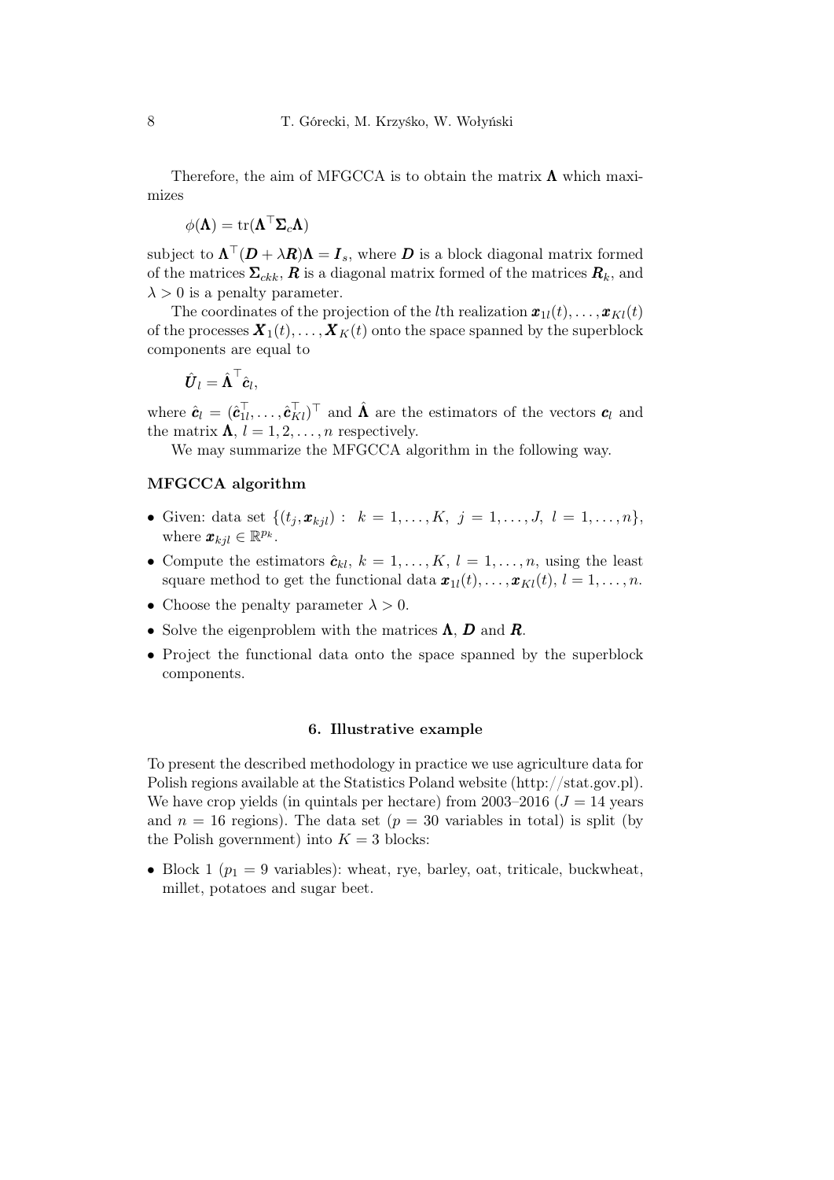Therefore, the aim of MFGCCA is to obtain the matrix $\boldsymbol{\Lambda}$ which maximizes

$$\phi(\boldsymbol{\Lambda}) = \mathrm{tr}(\boldsymbol{\Lambda}^\top \boldsymbol{\Sigma}_c \boldsymbol{\Lambda})$$

subject to $\boldsymbol{\Lambda}^\top(\boldsymbol{D} + \lambda \boldsymbol{R})\boldsymbol{\Lambda} = \boldsymbol{I}_s$, where $\boldsymbol{D}$ is a block diagonal matrix formed of the matrices $\boldsymbol{\Sigma}_{ckk}$, $\boldsymbol{R}$ is a diagonal matrix formed of the matrices $\boldsymbol{R}_k$, and $\lambda > 0$ is a penalty parameter.

The coordinates of the projection of the $l$th realization $\boldsymbol{x}_{1l}(t), \dots, \boldsymbol{x}_{Kl}(t)$ of the processes $\boldsymbol{X}_1(t), \dots, \boldsymbol{X}_K(t)$ onto the space spanned by the superblock components are equal to

$$\hat{\boldsymbol{U}}_l = \hat{\boldsymbol{\Lambda}}^\top \hat{\boldsymbol{c}}_l,$$

where $\hat{\boldsymbol{c}}_l = (\hat{\boldsymbol{c}}_{1l}^\top, \dots, \hat{\boldsymbol{c}}_{Kl}^\top)^\top$ and $\hat{\boldsymbol{\Lambda}}$ are the estimators of the vectors $\boldsymbol{c}_l$ and the matrix $\boldsymbol{\Lambda}$, $l = 1, 2, \dots, n$ respectively.

We may summarize the MFGCCA algorithm in the following way.

**MFGCCA algorithm**

- Given: data set $\{(t_j, \boldsymbol{x}_{kjl}) : \ k = 1, \dots, K, \ j = 1, \dots, J, \ l = 1, \dots, n\}$, where $\boldsymbol{x}_{kjl} \in \mathbb{R}^{p_k}$.
- Compute the estimators $\hat{\boldsymbol{c}}_{kl}$, $k = 1, \dots, K$, $l = 1, \dots, n$, using the least square method to get the functional data $\boldsymbol{x}_{1l}(t), \dots, \boldsymbol{x}_{Kl}(t)$, $l = 1, \dots, n$.
- Choose the penalty parameter $\lambda > 0$.
- Solve the eigenproblem with the matrices $\boldsymbol{\Lambda}$, $\boldsymbol{D}$ and $\boldsymbol{R}$.
- Project the functional data onto the space spanned by the superblock components.

## 6. Illustrative example

To present the described methodology in practice we use agriculture data for Polish regions available at the Statistics Poland website (http://stat.gov.pl). We have crop yields (in quintals per hectare) from 2003–2016 ($J = 14$ years and $n = 16$ regions). The data set ($p = 30$ variables in total) is split (by the Polish government) into $K = 3$ blocks:

- Block 1 ($p_1 = 9$ variables): wheat, rye, barley, oat, triticale, buckwheat, millet, potatoes and sugar beet.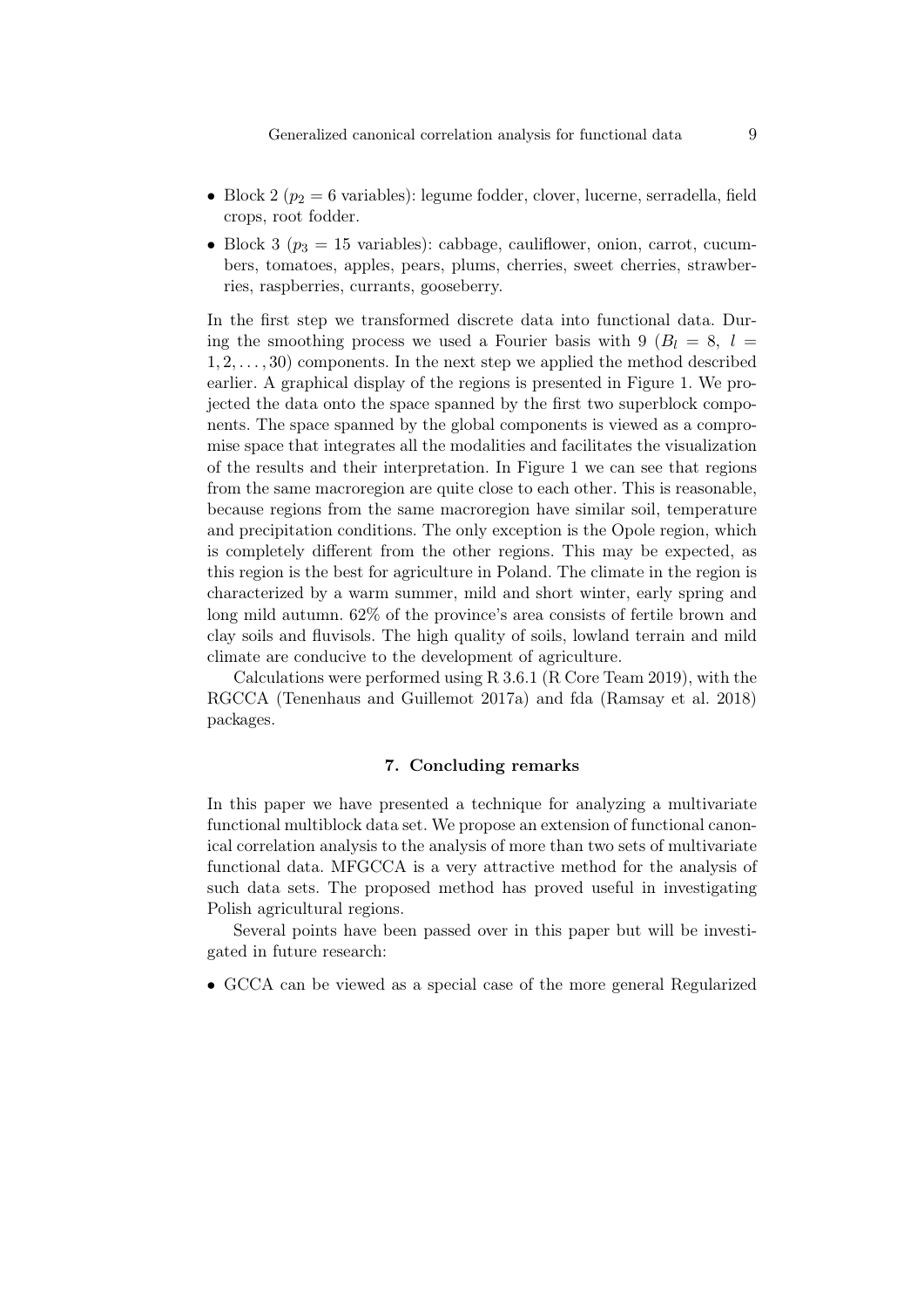- Block 2 ($p_2 = 6$ variables): legume fodder, clover, lucerne, serradella, field crops, root fodder.
- Block 3 ($p_3 = 15$ variables): cabbage, cauliflower, onion, carrot, cucumbers, tomatoes, apples, pears, plums, cherries, sweet cherries, strawberries, raspberries, currants, gooseberry.

In the first step we transformed discrete data into functional data. During the smoothing process we used a Fourier basis with 9 ($B_l = 8$, $l = 1, 2, \ldots, 30$) components. In the next step we applied the method described earlier. A graphical display of the regions is presented in Figure 1. We projected the data onto the space spanned by the first two superblock components. The space spanned by the global components is viewed as a compromise space that integrates all the modalities and facilitates the visualization of the results and their interpretation. In Figure 1 we can see that regions from the same macroregion are quite close to each other. This is reasonable, because regions from the same macroregion have similar soil, temperature and precipitation conditions. The only exception is the Opole region, which is completely different from the other regions. This may be expected, as this region is the best for agriculture in Poland. The climate in the region is characterized by a warm summer, mild and short winter, early spring and long mild autumn. 62% of the province's area consists of fertile brown and clay soils and fluvisols. The high quality of soils, lowland terrain and mild climate are conducive to the development of agriculture.

Calculations were performed using R 3.6.1 (R Core Team 2019), with the RGCCA (Tenenhaus and Guillemot 2017a) and fda (Ramsay et al. 2018) packages.

## 7. Concluding remarks

In this paper we have presented a technique for analyzing a multivariate functional multiblock data set. We propose an extension of functional canonical correlation analysis to the analysis of more than two sets of multivariate functional data. MFGCCA is a very attractive method for the analysis of such data sets. The proposed method has proved useful in investigating Polish agricultural regions.

Several points have been passed over in this paper but will be investigated in future research:

- GCCA can be viewed as a special case of the more general Regularized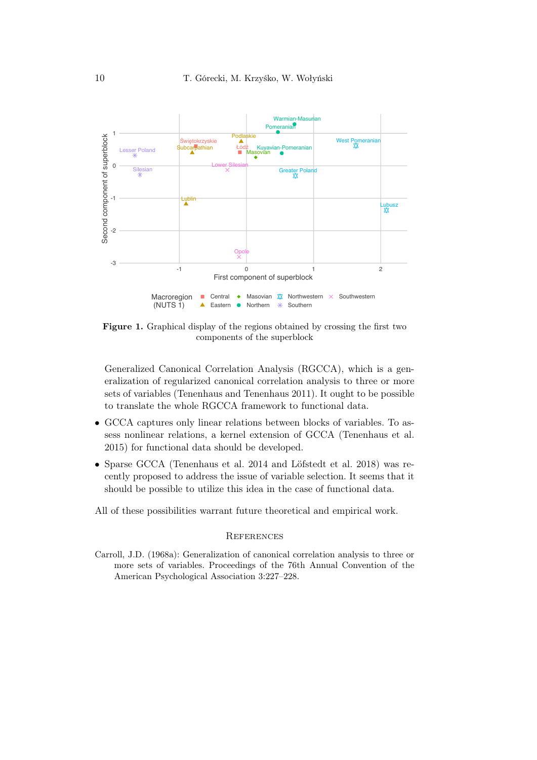**Figure 1.** Graphical display of the regions obtained by crossing the first two components of the superblock

Generalized Canonical Correlation Analysis (RGCCA), which is a generalization of regularized canonical correlation analysis to three or more sets of variables (Tenenhaus and Tenenhaus 2011). It ought to be possible to translate the whole RGCCA framework to functional data.

- GCCA captures only linear relations between blocks of variables. To assess nonlinear relations, a kernel extension of GCCA (Tenenhaus et al. 2015) for functional data should be developed.
- Sparse GCCA (Tenenhaus et al. 2014 and Löfstedt et al. 2018) was recently proposed to address the issue of variable selection. It seems that it should be possible to utilize this idea in the case of functional data.

All of these possibilities warrant future theoretical and empirical work.

## References

Carroll, J.D. (1968a): Generalization of canonical correlation analysis to three or more sets of variables. Proceedings of the 76th Annual Convention of the American Psychological Association 3:227–228.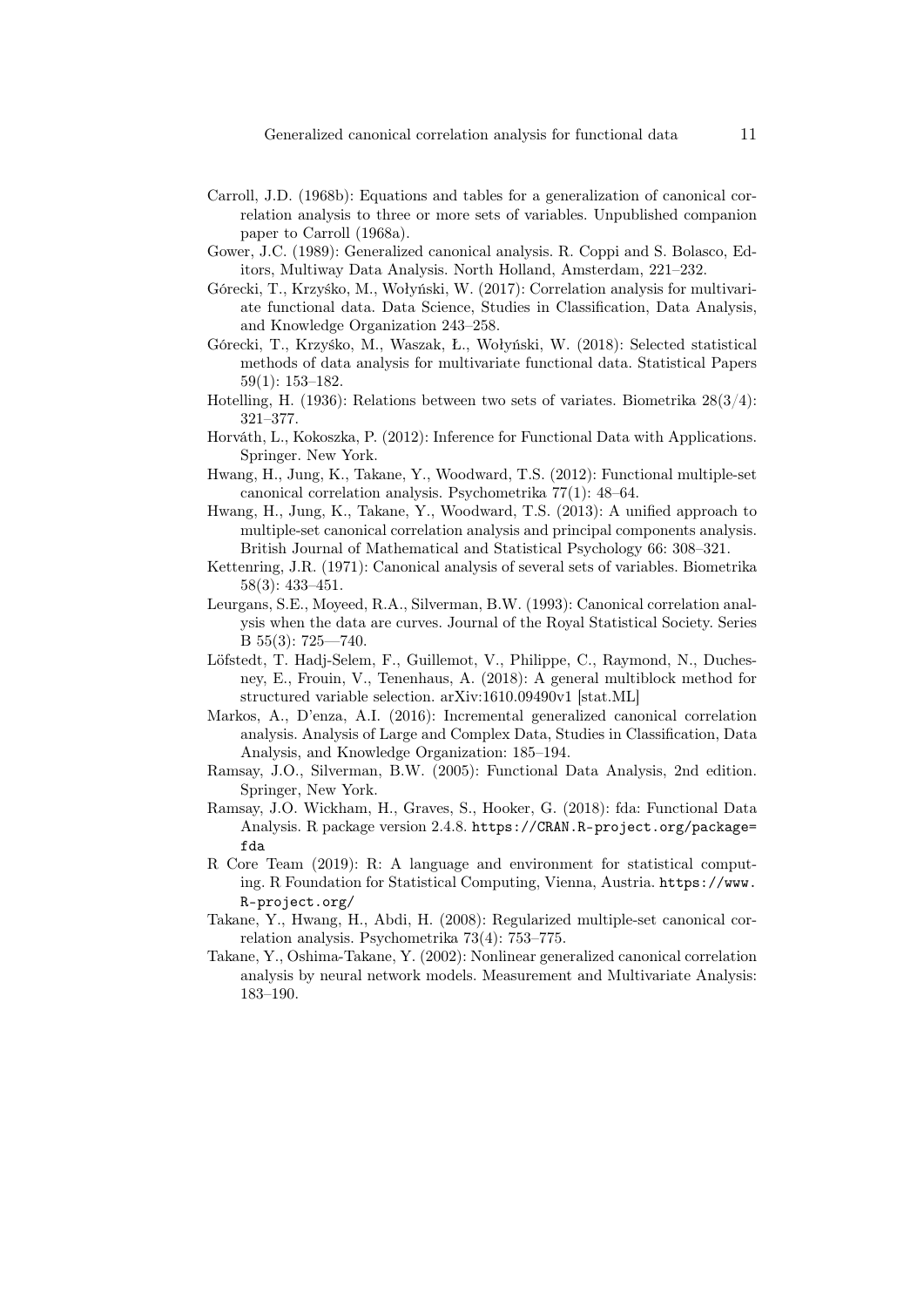Carroll, J.D. (1968b): Equations and tables for a generalization of canonical correlation analysis to three or more sets of variables. Unpublished companion paper to Carroll (1968a).

Gower, J.C. (1989): Generalized canonical analysis. R. Coppi and S. Bolasco, Editors, Multiway Data Analysis. North Holland, Amsterdam, 221–232.

Górecki, T., Krzyśko, M., Wołyński, W. (2017): Correlation analysis for multivariate functional data. Data Science, Studies in Classification, Data Analysis, and Knowledge Organization 243–258.

Górecki, T., Krzyśko, M., Waszak, Ł., Wołyński, W. (2018): Selected statistical methods of data analysis for multivariate functional data. Statistical Papers 59(1): 153–182.

Hotelling, H. (1936): Relations between two sets of variates. Biometrika 28(3/4): 321–377.

Horváth, L., Kokoszka, P. (2012): Inference for Functional Data with Applications. Springer. New York.

Hwang, H., Jung, K., Takane, Y., Woodward, T.S. (2012): Functional multiple-set canonical correlation analysis. Psychometrika 77(1): 48–64.

Hwang, H., Jung, K., Takane, Y., Woodward, T.S. (2013): A unified approach to multiple-set canonical correlation analysis and principal components analysis. British Journal of Mathematical and Statistical Psychology 66: 308–321.

Kettenring, J.R. (1971): Canonical analysis of several sets of variables. Biometrika 58(3): 433–451.

Leurgans, S.E., Moyeed, R.A., Silverman, B.W. (1993): Canonical correlation analysis when the data are curves. Journal of the Royal Statistical Society. Series B 55(3): 725—740.

Löfstedt, T. Hadj-Selem, F., Guillemot, V., Philippe, C., Raymond, N., Duchesney, E., Frouin, V., Tenenhaus, A. (2018): A general multiblock method for structured variable selection. arXiv:1610.09490v1 [stat.ML]

Markos, A., D'enza, A.I. (2016): Incremental generalized canonical correlation analysis. Analysis of Large and Complex Data, Studies in Classification, Data Analysis, and Knowledge Organization: 185–194.

Ramsay, J.O., Silverman, B.W. (2005): Functional Data Analysis, 2nd edition. Springer, New York.

Ramsay, J.O. Wickham, H., Graves, S., Hooker, G. (2018): fda: Functional Data Analysis. R package version 2.4.8. https://CRAN.R-project.org/package=fda

R Core Team (2019): R: A language and environment for statistical computing. R Foundation for Statistical Computing, Vienna, Austria. https://www.R-project.org/

Takane, Y., Hwang, H., Abdi, H. (2008): Regularized multiple-set canonical correlation analysis. Psychometrika 73(4): 753–775.

Takane, Y., Oshima-Takane, Y. (2002): Nonlinear generalized canonical correlation analysis by neural network models. Measurement and Multivariate Analysis: 183–190.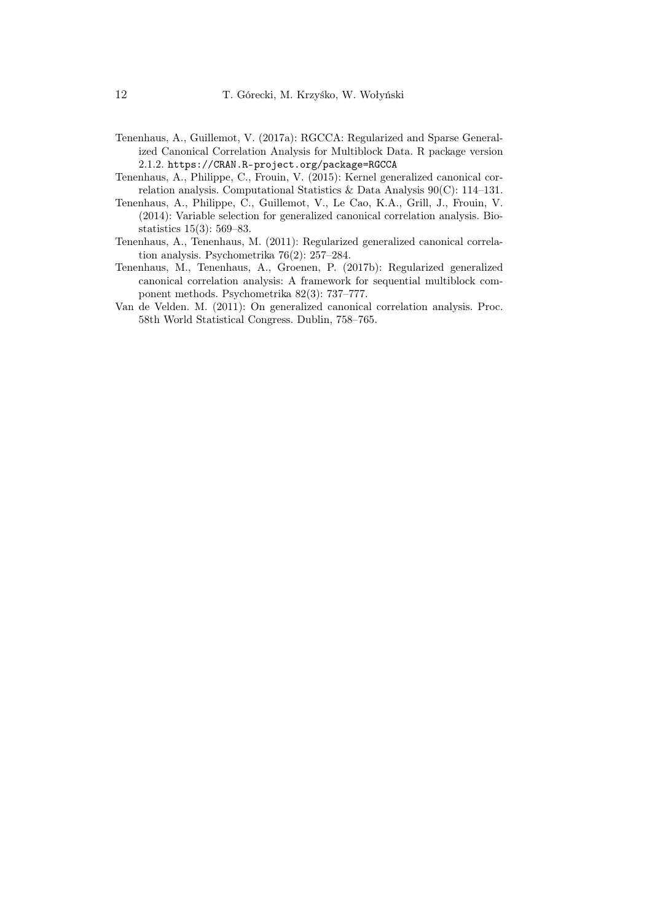Tenenhaus, A., Guillemot, V. (2017a): RGCCA: Regularized and Sparse Generalized Canonical Correlation Analysis for Multiblock Data. R package version 2.1.2. `https://CRAN.R-project.org/package=RGCCA`

Tenenhaus, A., Philippe, C., Frouin, V. (2015): Kernel generalized canonical correlation analysis. Computational Statistics & Data Analysis 90(C): 114–131.

Tenenhaus, A., Philippe, C., Guillemot, V., Le Cao, K.A., Grill, J., Frouin, V. (2014): Variable selection for generalized canonical correlation analysis. Biostatistics 15(3): 569–83.

Tenenhaus, A., Tenenhaus, M. (2011): Regularized generalized canonical correlation analysis. Psychometrika 76(2): 257–284.

Tenenhaus, M., Tenenhaus, A., Groenen, P. (2017b): Regularized generalized canonical correlation analysis: A framework for sequential multiblock component methods. Psychometrika 82(3): 737–777.

Van de Velden. M. (2011): On generalized canonical correlation analysis. Proc. 58th World Statistical Congress. Dublin, 758–765.